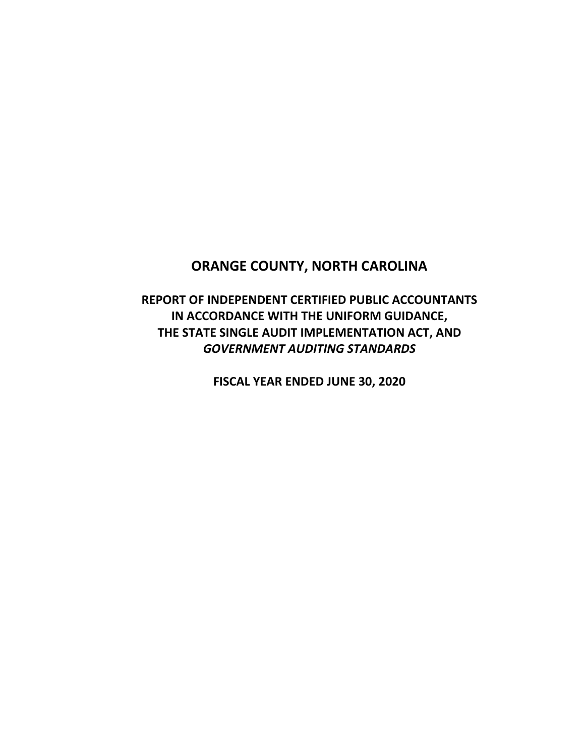# ORANGE COUNTY, NORTH CAROLINA

## REPORT OF INDEPENDENT CERTIFIED PUBLIC ACCOUNTANTS IN ACCORDANCE WITH THE UNIFORM GUIDANCE, THE STATE SINGLE AUDIT IMPLEMENTATION ACT, AND *GOVERNMENT AUDITING STANDARDS*

**FISCAL YEAR ENDED JUNE 30, 2020**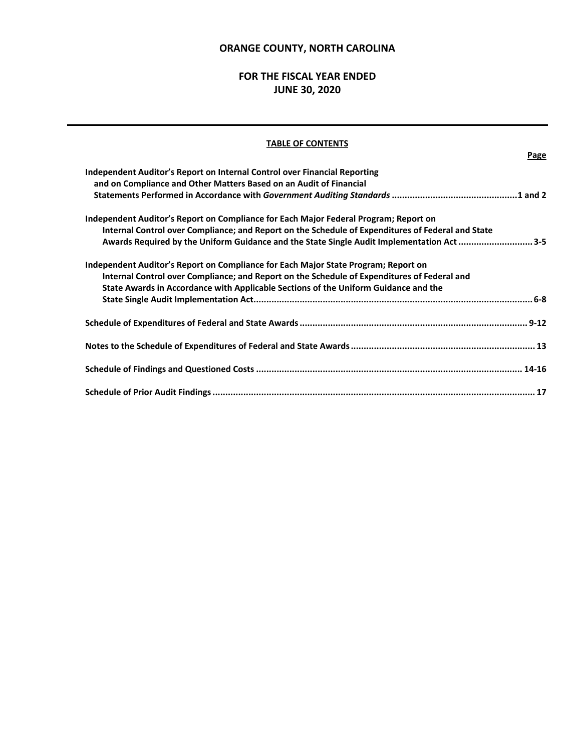# ORANGE COUNTY, NORTH CAROLINA

## FOR THE FISCAL YEAR ENDED JUNE 30, 2020

**TABLE OF CONTENTS**

| | Page |
|---|---|
| **Independent Auditor's Report on Internal Control over Financial Reporting and on Compliance and Other Matters Based on an Audit of Financial Statements Performed in Accordance with *Government Auditing Standards*** | **1 and 2** |
| **Independent Auditor's Report on Compliance for Each Major Federal Program; Report on Internal Control over Compliance; and Report on the Schedule of Expenditures of Federal and State Awards Required by the Uniform Guidance and the State Single Audit Implementation Act** | **3-5** |
| **Independent Auditor's Report on Compliance for Each Major State Program; Report on Internal Control over Compliance; and Report on the Schedule of Expenditures of Federal and State Awards in Accordance with Applicable Sections of the Uniform Guidance and the State Single Audit Implementation Act** | **6-8** |
| **Schedule of Expenditures of Federal and State Awards** | **9-12** |
| **Notes to the Schedule of Expenditures of Federal and State Awards** | **13** |
| **Schedule of Findings and Questioned Costs** | **14-16** |
| **Schedule of Prior Audit Findings** | **17** |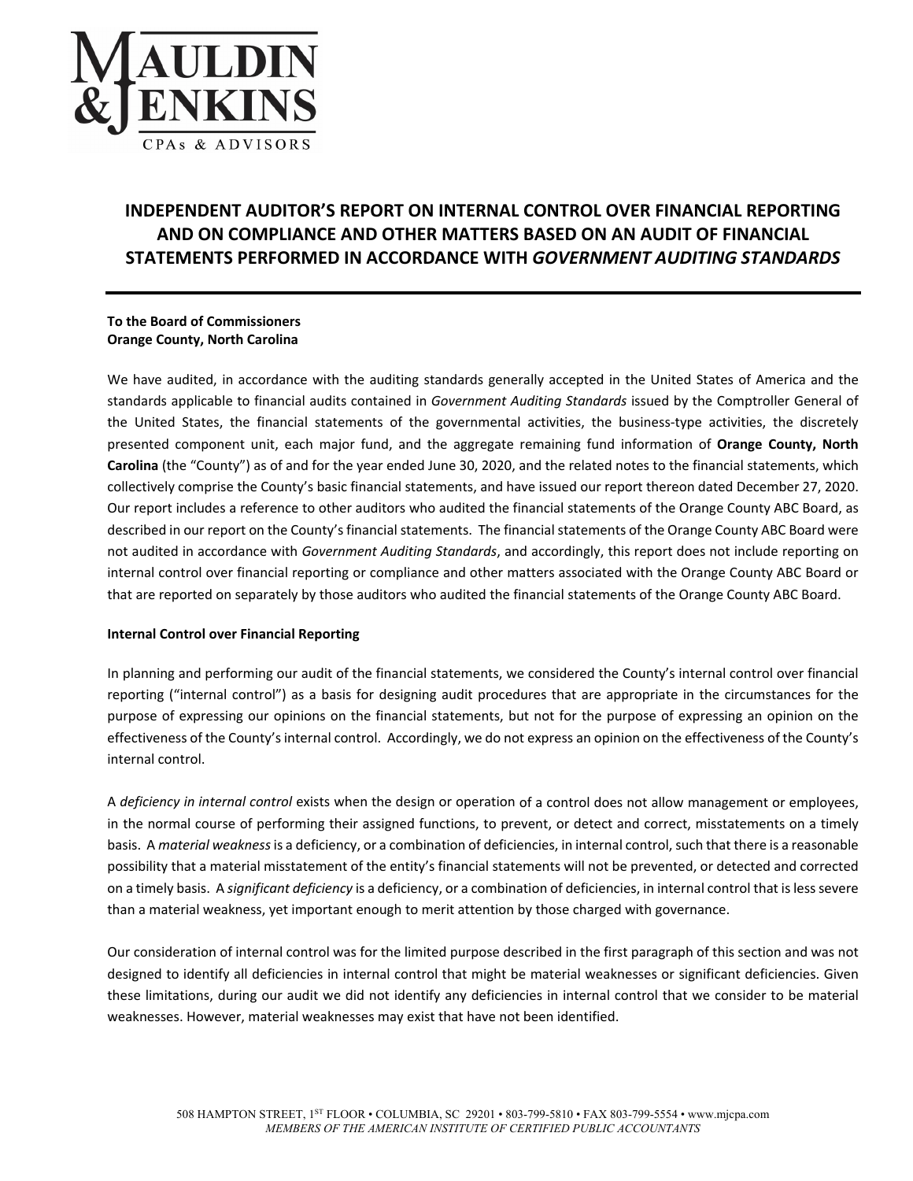# INDEPENDENT AUDITOR'S REPORT ON INTERNAL CONTROL OVER FINANCIAL REPORTING AND ON COMPLIANCE AND OTHER MATTERS BASED ON AN AUDIT OF FINANCIAL STATEMENTS PERFORMED IN ACCORDANCE WITH *GOVERNMENT AUDITING STANDARDS*

**To the Board of Commissioners**
**Orange County, North Carolina**

We have audited, in accordance with the auditing standards generally accepted in the United States of America and the standards applicable to financial audits contained in *Government Auditing Standards* issued by the Comptroller General of the United States, the financial statements of the governmental activities, the business-type activities, the discretely presented component unit, each major fund, and the aggregate remaining fund information of **Orange County, North Carolina** (the "County") as of and for the year ended June 30, 2020, and the related notes to the financial statements, which collectively comprise the County's basic financial statements, and have issued our report thereon dated December 27, 2020. Our report includes a reference to other auditors who audited the financial statements of the Orange County ABC Board, as described in our report on the County's financial statements. The financial statements of the Orange County ABC Board were not audited in accordance with *Government Auditing Standards*, and accordingly, this report does not include reporting on internal control over financial reporting or compliance and other matters associated with the Orange County ABC Board or that are reported on separately by those auditors who audited the financial statements of the Orange County ABC Board.

**Internal Control over Financial Reporting**

In planning and performing our audit of the financial statements, we considered the County's internal control over financial reporting ("internal control") as a basis for designing audit procedures that are appropriate in the circumstances for the purpose of expressing our opinions on the financial statements, but not for the purpose of expressing an opinion on the effectiveness of the County's internal control. Accordingly, we do not express an opinion on the effectiveness of the County's internal control.

A *deficiency in internal control* exists when the design or operation of a control does not allow management or employees, in the normal course of performing their assigned functions, to prevent, or detect and correct, misstatements on a timely basis. A *material weakness* is a deficiency, or a combination of deficiencies, in internal control, such that there is a reasonable possibility that a material misstatement of the entity's financial statements will not be prevented, or detected and corrected on a timely basis. A *significant deficiency* is a deficiency, or a combination of deficiencies, in internal control that is less severe than a material weakness, yet important enough to merit attention by those charged with governance.

Our consideration of internal control was for the limited purpose described in the first paragraph of this section and was not designed to identify all deficiencies in internal control that might be material weaknesses or significant deficiencies. Given these limitations, during our audit we did not identify any deficiencies in internal control that we consider to be material weaknesses. However, material weaknesses may exist that have not been identified.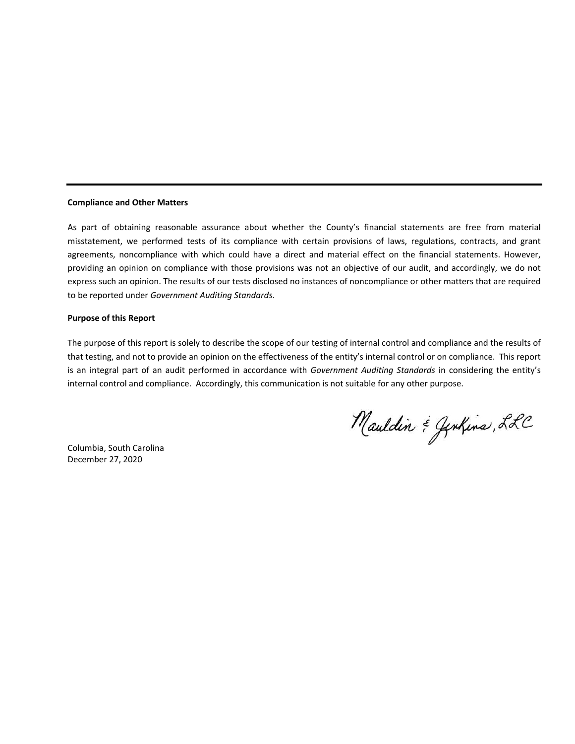**Compliance and Other Matters**

As part of obtaining reasonable assurance about whether the County's financial statements are free from material misstatement, we performed tests of its compliance with certain provisions of laws, regulations, contracts, and grant agreements, noncompliance with which could have a direct and material effect on the financial statements. However, providing an opinion on compliance with those provisions was not an objective of our audit, and accordingly, we do not express such an opinion. The results of our tests disclosed no instances of noncompliance or other matters that are required to be reported under *Government Auditing Standards*.

**Purpose of this Report**

The purpose of this report is solely to describe the scope of our testing of internal control and compliance and the results of that testing, and not to provide an opinion on the effectiveness of the entity's internal control or on compliance. This report is an integral part of an audit performed in accordance with *Government Auditing Standards* in considering the entity's internal control and compliance. Accordingly, this communication is not suitable for any other purpose.

Mauldin & Jenkins, LLC

Columbia, South Carolina
December 27, 2020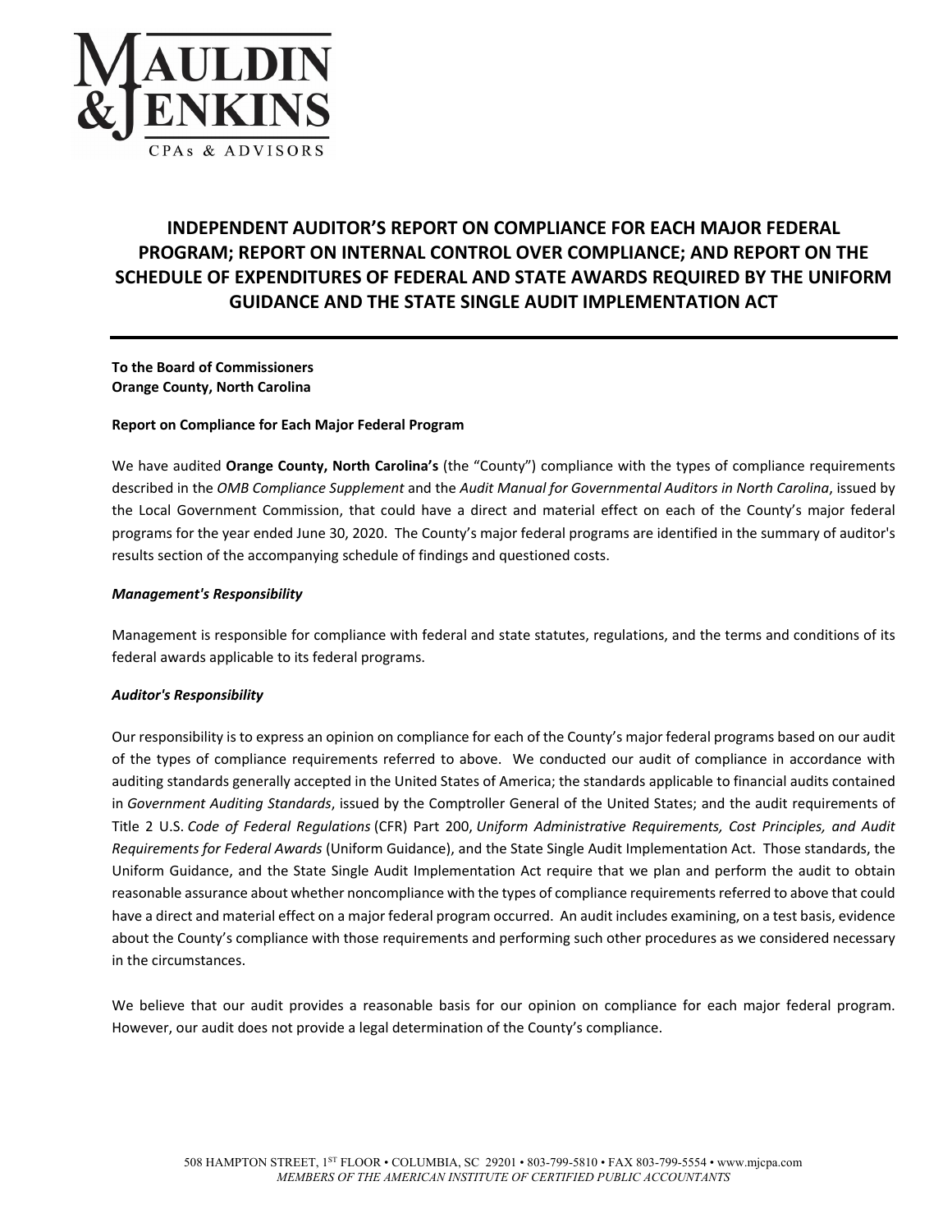MAULDIN & JENKINS
CPAs & ADVISORS

# INDEPENDENT AUDITOR'S REPORT ON COMPLIANCE FOR EACH MAJOR FEDERAL PROGRAM; REPORT ON INTERNAL CONTROL OVER COMPLIANCE; AND REPORT ON THE SCHEDULE OF EXPENDITURES OF FEDERAL AND STATE AWARDS REQUIRED BY THE UNIFORM GUIDANCE AND THE STATE SINGLE AUDIT IMPLEMENTATION ACT

**To the Board of Commissioners**
**Orange County, North Carolina**

**Report on Compliance for Each Major Federal Program**

We have audited **Orange County, North Carolina's** (the "County") compliance with the types of compliance requirements described in the *OMB Compliance Supplement* and the *Audit Manual for Governmental Auditors in North Carolina*, issued by the Local Government Commission, that could have a direct and material effect on each of the County's major federal programs for the year ended June 30, 2020. The County's major federal programs are identified in the summary of auditor's results section of the accompanying schedule of findings and questioned costs.

***Management's Responsibility***

Management is responsible for compliance with federal and state statutes, regulations, and the terms and conditions of its federal awards applicable to its federal programs.

***Auditor's Responsibility***

Our responsibility is to express an opinion on compliance for each of the County's major federal programs based on our audit of the types of compliance requirements referred to above. We conducted our audit of compliance in accordance with auditing standards generally accepted in the United States of America; the standards applicable to financial audits contained in *Government Auditing Standards*, issued by the Comptroller General of the United States; and the audit requirements of Title 2 U.S. *Code of Federal Regulations* (CFR) Part 200, *Uniform Administrative Requirements, Cost Principles, and Audit Requirements for Federal Awards* (Uniform Guidance), and the State Single Audit Implementation Act. Those standards, the Uniform Guidance, and the State Single Audit Implementation Act require that we plan and perform the audit to obtain reasonable assurance about whether noncompliance with the types of compliance requirements referred to above that could have a direct and material effect on a major federal program occurred. An audit includes examining, on a test basis, evidence about the County's compliance with those requirements and performing such other procedures as we considered necessary in the circumstances.

We believe that our audit provides a reasonable basis for our opinion on compliance for each major federal program. However, our audit does not provide a legal determination of the County's compliance.

508 HAMPTON STREET, 1ST FLOOR • COLUMBIA, SC 29201 • 803-799-5810 • FAX 803-799-5554 • www.mjcpa.com
*MEMBERS OF THE AMERICAN INSTITUTE OF CERTIFIED PUBLIC ACCOUNTANTS*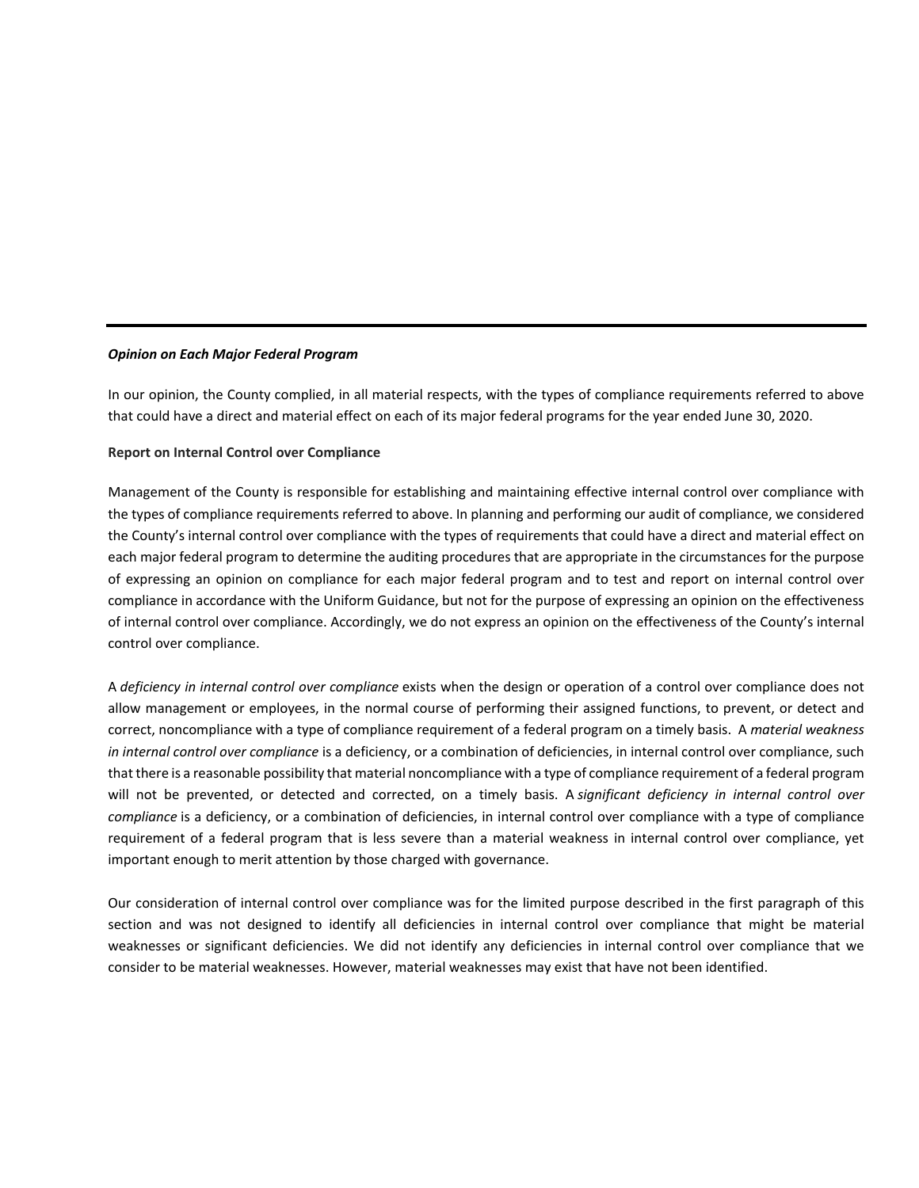***Opinion on Each Major Federal Program***

In our opinion, the County complied, in all material respects, with the types of compliance requirements referred to above that could have a direct and material effect on each of its major federal programs for the year ended June 30, 2020.

**Report on Internal Control over Compliance**

Management of the County is responsible for establishing and maintaining effective internal control over compliance with the types of compliance requirements referred to above. In planning and performing our audit of compliance, we considered the County's internal control over compliance with the types of requirements that could have a direct and material effect on each major federal program to determine the auditing procedures that are appropriate in the circumstances for the purpose of expressing an opinion on compliance for each major federal program and to test and report on internal control over compliance in accordance with the Uniform Guidance, but not for the purpose of expressing an opinion on the effectiveness of internal control over compliance. Accordingly, we do not express an opinion on the effectiveness of the County's internal control over compliance.

A *deficiency in internal control over compliance* exists when the design or operation of a control over compliance does not allow management or employees, in the normal course of performing their assigned functions, to prevent, or detect and correct, noncompliance with a type of compliance requirement of a federal program on a timely basis. A *material weakness in internal control over compliance* is a deficiency, or a combination of deficiencies, in internal control over compliance, such that there is a reasonable possibility that material noncompliance with a type of compliance requirement of a federal program will not be prevented, or detected and corrected, on a timely basis. A *significant deficiency in internal control over compliance* is a deficiency, or a combination of deficiencies, in internal control over compliance with a type of compliance requirement of a federal program that is less severe than a material weakness in internal control over compliance, yet important enough to merit attention by those charged with governance.

Our consideration of internal control over compliance was for the limited purpose described in the first paragraph of this section and was not designed to identify all deficiencies in internal control over compliance that might be material weaknesses or significant deficiencies. We did not identify any deficiencies in internal control over compliance that we consider to be material weaknesses. However, material weaknesses may exist that have not been identified.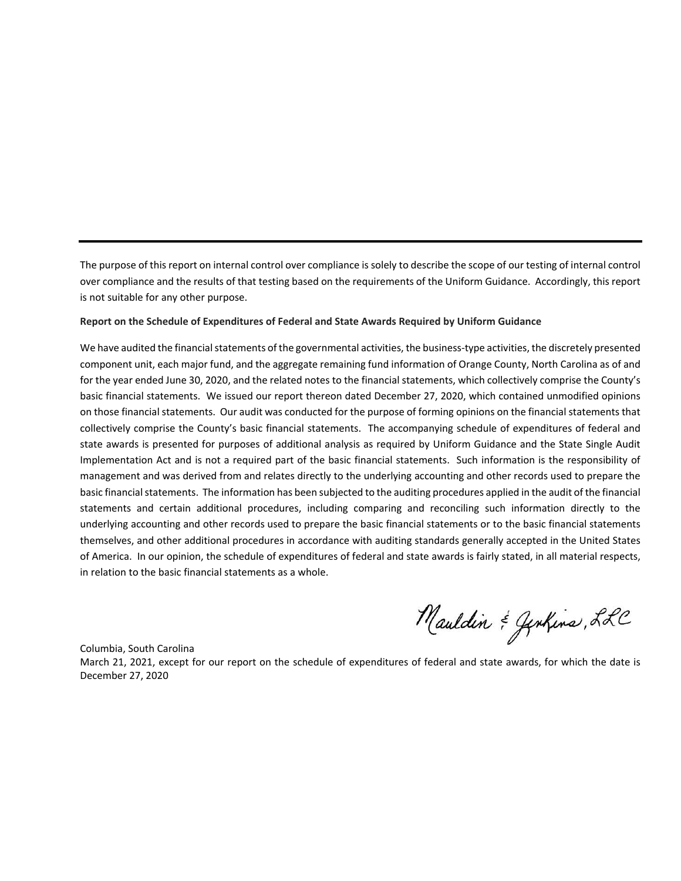The purpose of this report on internal control over compliance is solely to describe the scope of our testing of internal control over compliance and the results of that testing based on the requirements of the Uniform Guidance. Accordingly, this report is not suitable for any other purpose.

**Report on the Schedule of Expenditures of Federal and State Awards Required by Uniform Guidance**

We have audited the financial statements of the governmental activities, the business-type activities, the discretely presented component unit, each major fund, and the aggregate remaining fund information of Orange County, North Carolina as of and for the year ended June 30, 2020, and the related notes to the financial statements, which collectively comprise the County's basic financial statements. We issued our report thereon dated December 27, 2020, which contained unmodified opinions on those financial statements. Our audit was conducted for the purpose of forming opinions on the financial statements that collectively comprise the County's basic financial statements. The accompanying schedule of expenditures of federal and state awards is presented for purposes of additional analysis as required by Uniform Guidance and the State Single Audit Implementation Act and is not a required part of the basic financial statements. Such information is the responsibility of management and was derived from and relates directly to the underlying accounting and other records used to prepare the basic financial statements. The information has been subjected to the auditing procedures applied in the audit of the financial statements and certain additional procedures, including comparing and reconciling such information directly to the underlying accounting and other records used to prepare the basic financial statements or to the basic financial statements themselves, and other additional procedures in accordance with auditing standards generally accepted in the United States of America. In our opinion, the schedule of expenditures of federal and state awards is fairly stated, in all material respects, in relation to the basic financial statements as a whole.

Mauldin & Jenkins, LLC

Columbia, South Carolina
March 21, 2021, except for our report on the schedule of expenditures of federal and state awards, for which the date is December 27, 2020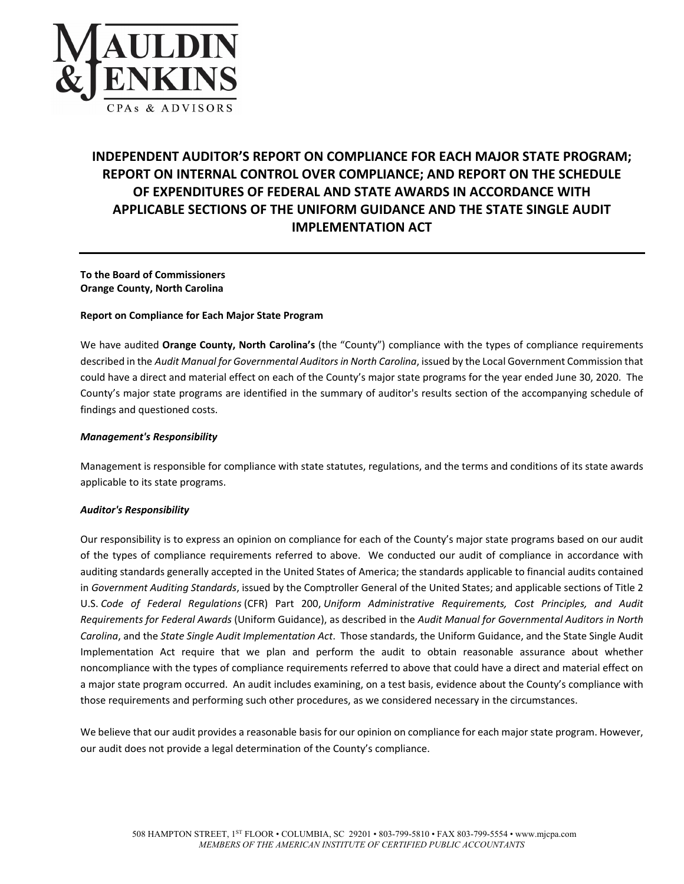# INDEPENDENT AUDITOR'S REPORT ON COMPLIANCE FOR EACH MAJOR STATE PROGRAM; REPORT ON INTERNAL CONTROL OVER COMPLIANCE; AND REPORT ON THE SCHEDULE OF EXPENDITURES OF FEDERAL AND STATE AWARDS IN ACCORDANCE WITH APPLICABLE SECTIONS OF THE UNIFORM GUIDANCE AND THE STATE SINGLE AUDIT IMPLEMENTATION ACT

**To the Board of Commissioners**
**Orange County, North Carolina**

**Report on Compliance for Each Major State Program**

We have audited **Orange County, North Carolina's** (the "County") compliance with the types of compliance requirements described in the *Audit Manual for Governmental Auditors in North Carolina*, issued by the Local Government Commission that could have a direct and material effect on each of the County's major state programs for the year ended June 30, 2020. The County's major state programs are identified in the summary of auditor's results section of the accompanying schedule of findings and questioned costs.

***Management's Responsibility***

Management is responsible for compliance with state statutes, regulations, and the terms and conditions of its state awards applicable to its state programs.

***Auditor's Responsibility***

Our responsibility is to express an opinion on compliance for each of the County's major state programs based on our audit of the types of compliance requirements referred to above. We conducted our audit of compliance in accordance with auditing standards generally accepted in the United States of America; the standards applicable to financial audits contained in *Government Auditing Standards*, issued by the Comptroller General of the United States; and applicable sections of Title 2 U.S. *Code of Federal Regulations* (CFR) Part 200, *Uniform Administrative Requirements, Cost Principles, and Audit Requirements for Federal Awards* (Uniform Guidance), as described in the *Audit Manual for Governmental Auditors in North Carolina*, and the *State Single Audit Implementation Act*. Those standards, the Uniform Guidance, and the State Single Audit Implementation Act require that we plan and perform the audit to obtain reasonable assurance about whether noncompliance with the types of compliance requirements referred to above that could have a direct and material effect on a major state program occurred. An audit includes examining, on a test basis, evidence about the County's compliance with those requirements and performing such other procedures, as we considered necessary in the circumstances.

We believe that our audit provides a reasonable basis for our opinion on compliance for each major state program. However, our audit does not provide a legal determination of the County's compliance.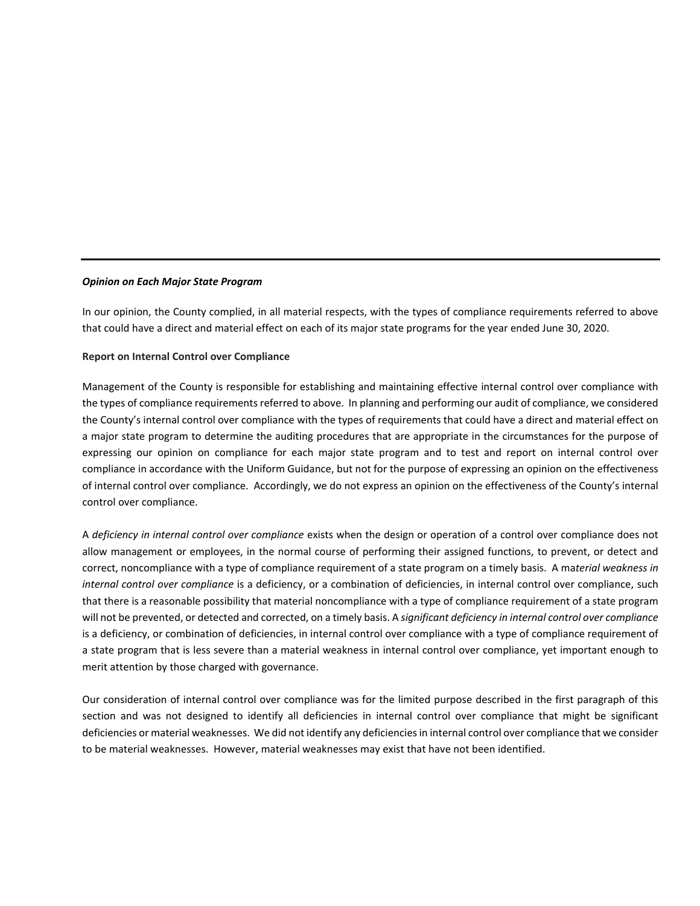***Opinion on Each Major State Program***

In our opinion, the County complied, in all material respects, with the types of compliance requirements referred to above that could have a direct and material effect on each of its major state programs for the year ended June 30, 2020.

**Report on Internal Control over Compliance**

Management of the County is responsible for establishing and maintaining effective internal control over compliance with the types of compliance requirements referred to above. In planning and performing our audit of compliance, we considered the County's internal control over compliance with the types of requirements that could have a direct and material effect on a major state program to determine the auditing procedures that are appropriate in the circumstances for the purpose of expressing our opinion on compliance for each major state program and to test and report on internal control over compliance in accordance with the Uniform Guidance, but not for the purpose of expressing an opinion on the effectiveness of internal control over compliance. Accordingly, we do not express an opinion on the effectiveness of the County's internal control over compliance.

A *deficiency in internal control over compliance* exists when the design or operation of a control over compliance does not allow management or employees, in the normal course of performing their assigned functions, to prevent, or detect and correct, noncompliance with a type of compliance requirement of a state program on a timely basis. A ma*terial weakness in internal control over compliance* is a deficiency, or a combination of deficiencies, in internal control over compliance, such that there is a reasonable possibility that material noncompliance with a type of compliance requirement of a state program will not be prevented, or detected and corrected, on a timely basis. A *significant deficiency in internal control over compliance* is a deficiency, or combination of deficiencies, in internal control over compliance with a type of compliance requirement of a state program that is less severe than a material weakness in internal control over compliance, yet important enough to merit attention by those charged with governance.

Our consideration of internal control over compliance was for the limited purpose described in the first paragraph of this section and was not designed to identify all deficiencies in internal control over compliance that might be significant deficiencies or material weaknesses. We did not identify any deficiencies in internal control over compliance that we consider to be material weaknesses. However, material weaknesses may exist that have not been identified.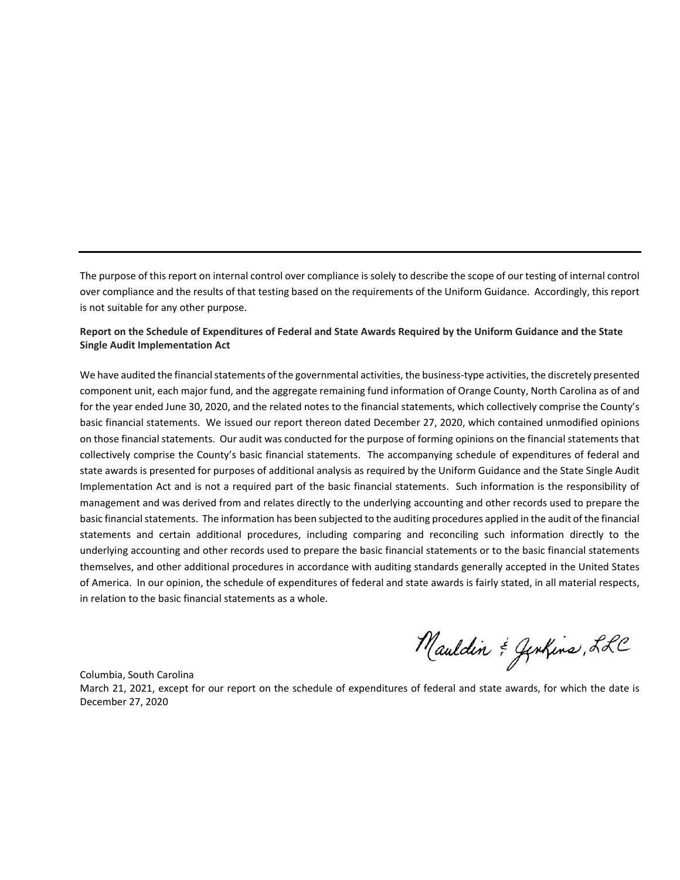The purpose of this report on internal control over compliance is solely to describe the scope of our testing of internal control over compliance and the results of that testing based on the requirements of the Uniform Guidance. Accordingly, this report is not suitable for any other purpose.

**Report on the Schedule of Expenditures of Federal and State Awards Required by the Uniform Guidance and the State Single Audit Implementation Act**

We have audited the financial statements of the governmental activities, the business-type activities, the discretely presented component unit, each major fund, and the aggregate remaining fund information of Orange County, North Carolina as of and for the year ended June 30, 2020, and the related notes to the financial statements, which collectively comprise the County's basic financial statements. We issued our report thereon dated December 27, 2020, which contained unmodified opinions on those financial statements. Our audit was conducted for the purpose of forming opinions on the financial statements that collectively comprise the County's basic financial statements. The accompanying schedule of expenditures of federal and state awards is presented for purposes of additional analysis as required by the Uniform Guidance and the State Single Audit Implementation Act and is not a required part of the basic financial statements. Such information is the responsibility of management and was derived from and relates directly to the underlying accounting and other records used to prepare the basic financial statements. The information has been subjected to the auditing procedures applied in the audit of the financial statements and certain additional procedures, including comparing and reconciling such information directly to the underlying accounting and other records used to prepare the basic financial statements or to the basic financial statements themselves, and other additional procedures in accordance with auditing standards generally accepted in the United States of America. In our opinion, the schedule of expenditures of federal and state awards is fairly stated, in all material respects, in relation to the basic financial statements as a whole.

Mauldin & Jenkins, LLC

Columbia, South Carolina
March 21, 2021, except for our report on the schedule of expenditures of federal and state awards, for which the date is December 27, 2020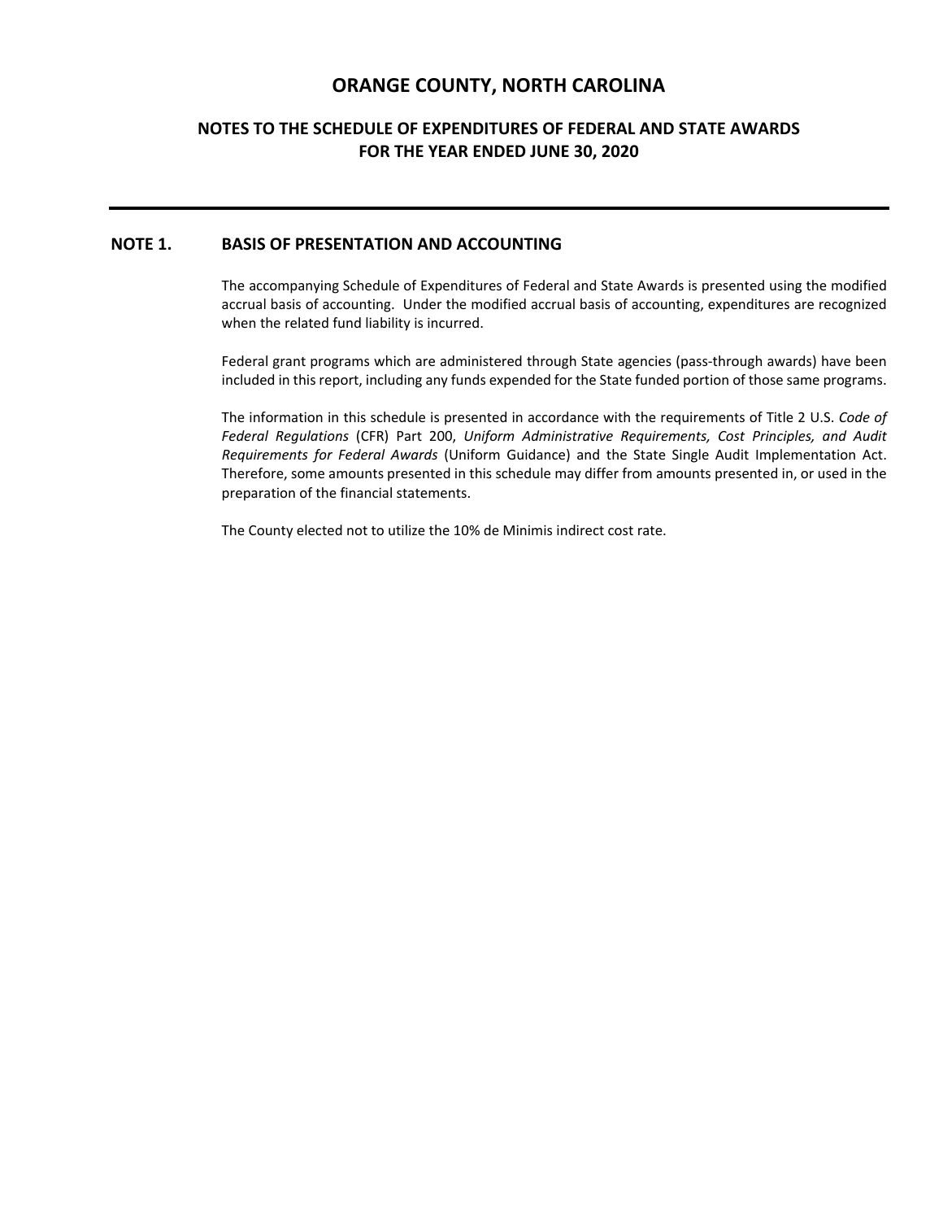# ORANGE COUNTY, NORTH CAROLINA

## NOTES TO THE SCHEDULE OF EXPENDITURES OF FEDERAL AND STATE AWARDS FOR THE YEAR ENDED JUNE 30, 2020

### NOTE 1. BASIS OF PRESENTATION AND ACCOUNTING

The accompanying Schedule of Expenditures of Federal and State Awards is presented using the modified accrual basis of accounting. Under the modified accrual basis of accounting, expenditures are recognized when the related fund liability is incurred.

Federal grant programs which are administered through State agencies (pass-through awards) have been included in this report, including any funds expended for the State funded portion of those same programs.

The information in this schedule is presented in accordance with the requirements of Title 2 U.S. *Code of Federal Regulations* (CFR) Part 200, *Uniform Administrative Requirements, Cost Principles, and Audit Requirements for Federal Awards* (Uniform Guidance) and the State Single Audit Implementation Act. Therefore, some amounts presented in this schedule may differ from amounts presented in, or used in the preparation of the financial statements.

The County elected not to utilize the 10% de Minimis indirect cost rate.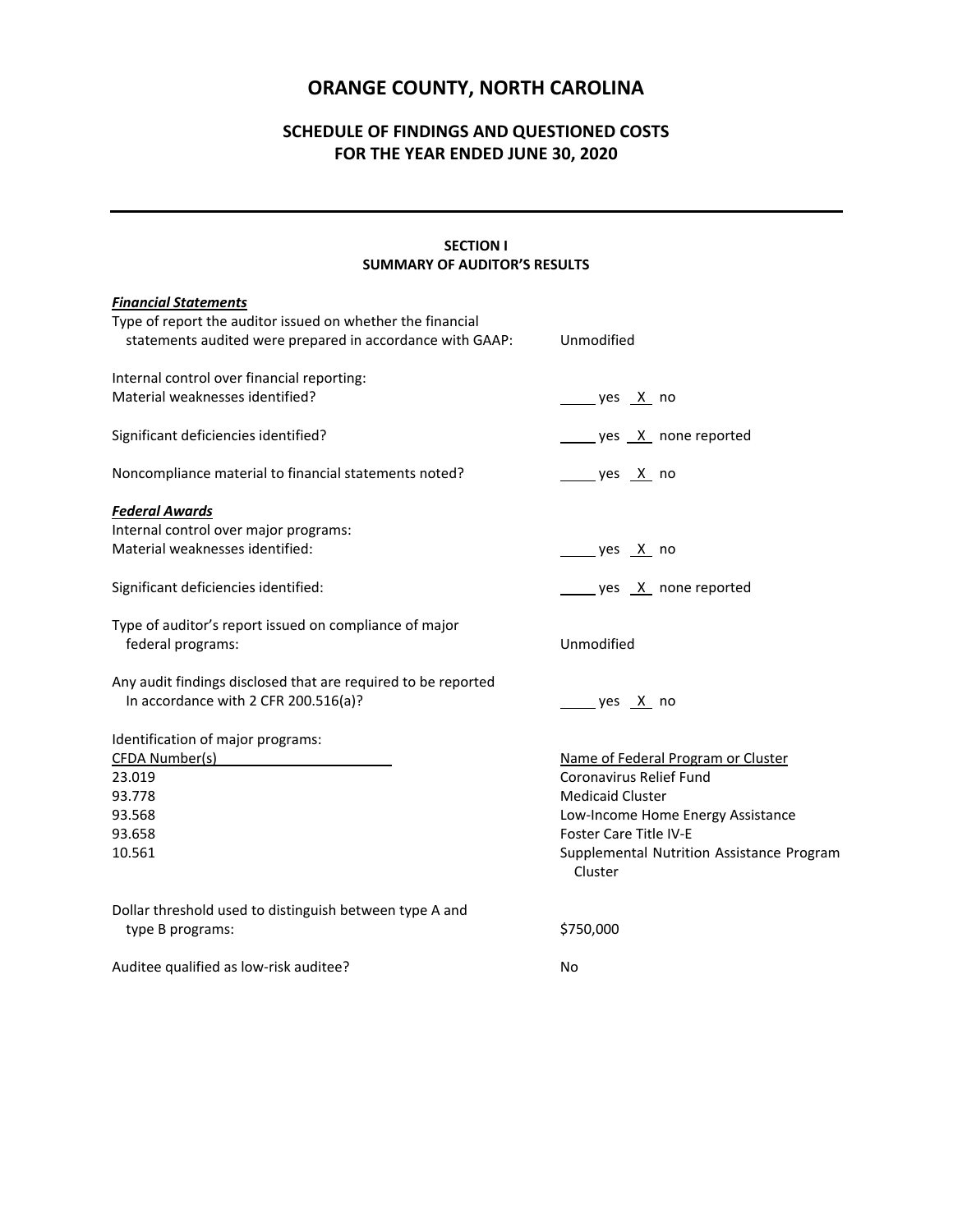# ORANGE COUNTY, NORTH CAROLINA

## SCHEDULE OF FINDINGS AND QUESTIONED COSTS
## FOR THE YEAR ENDED JUNE 30, 2020

---

### SECTION I
### SUMMARY OF AUDITOR'S RESULTS

***Financial Statements***

| | |
|---|---|
| Type of report the auditor issued on whether the financial statements audited were prepared in accordance with GAAP: | Unmodified |
| Internal control over financial reporting: Material weaknesses identified? | ____ yes  X  no |
| Significant deficiencies identified? | ____ yes  X  none reported |
| Noncompliance material to financial statements noted? | ____ yes  X  no |

***Federal Awards***

| | |
|---|---|
| Internal control over major programs: Material weaknesses identified: | ____ yes  X  no |
| Significant deficiencies identified: | ____ yes  X  none reported |
| Type of auditor's report issued on compliance of major federal programs: | Unmodified |
| Any audit findings disclosed that are required to be reported In accordance with 2 CFR 200.516(a)? | ____ yes  X  no |

Identification of major programs:

| CFDA Number(s) | Name of Federal Program or Cluster |
|---|---|
| 23.019 | Coronavirus Relief Fund |
| 93.778 | Medicaid Cluster |
| 93.568 | Low-Income Home Energy Assistance |
| 93.658 | Foster Care Title IV-E |
| 10.561 | Supplemental Nutrition Assistance Program Cluster |

| | |
|---|---|
| Dollar threshold used to distinguish between type A and type B programs: | $750,000 |
| Auditee qualified as low-risk auditee? | No |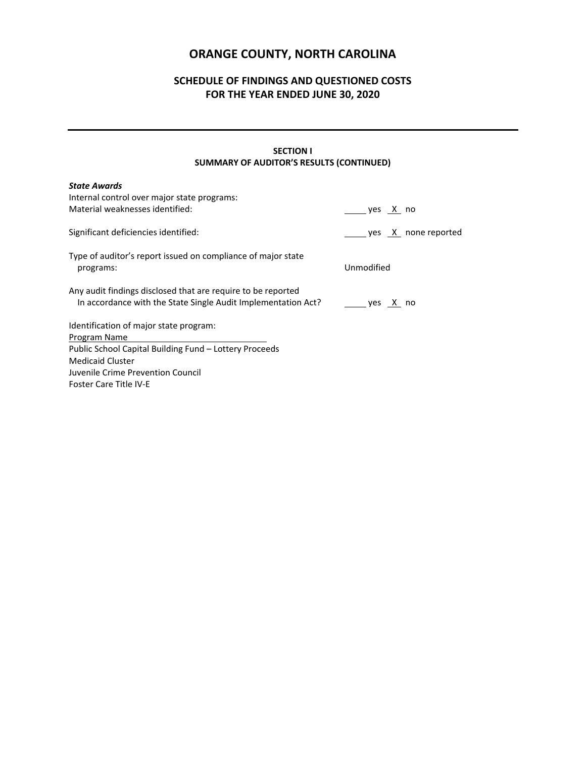# ORANGE COUNTY, NORTH CAROLINA

## SCHEDULE OF FINDINGS AND QUESTIONED COSTS
## FOR THE YEAR ENDED JUNE 30, 2020

---

**SECTION I**
**SUMMARY OF AUDITOR'S RESULTS (CONTINUED)**

***State Awards***

Internal control over major state programs:

Material weaknesses identified: ____ yes _X_ no

Significant deficiencies identified: ____ yes _X_ none reported

Type of auditor's report issued on compliance of major state programs: Unmodified

Any audit findings disclosed that are require to be reported In accordance with the State Single Audit Implementation Act? ____ yes _X_ no

Identification of major state program:

Program Name

Public School Capital Building Fund – Lottery Proceeds
Medicaid Cluster
Juvenile Crime Prevention Council
Foster Care Title IV-E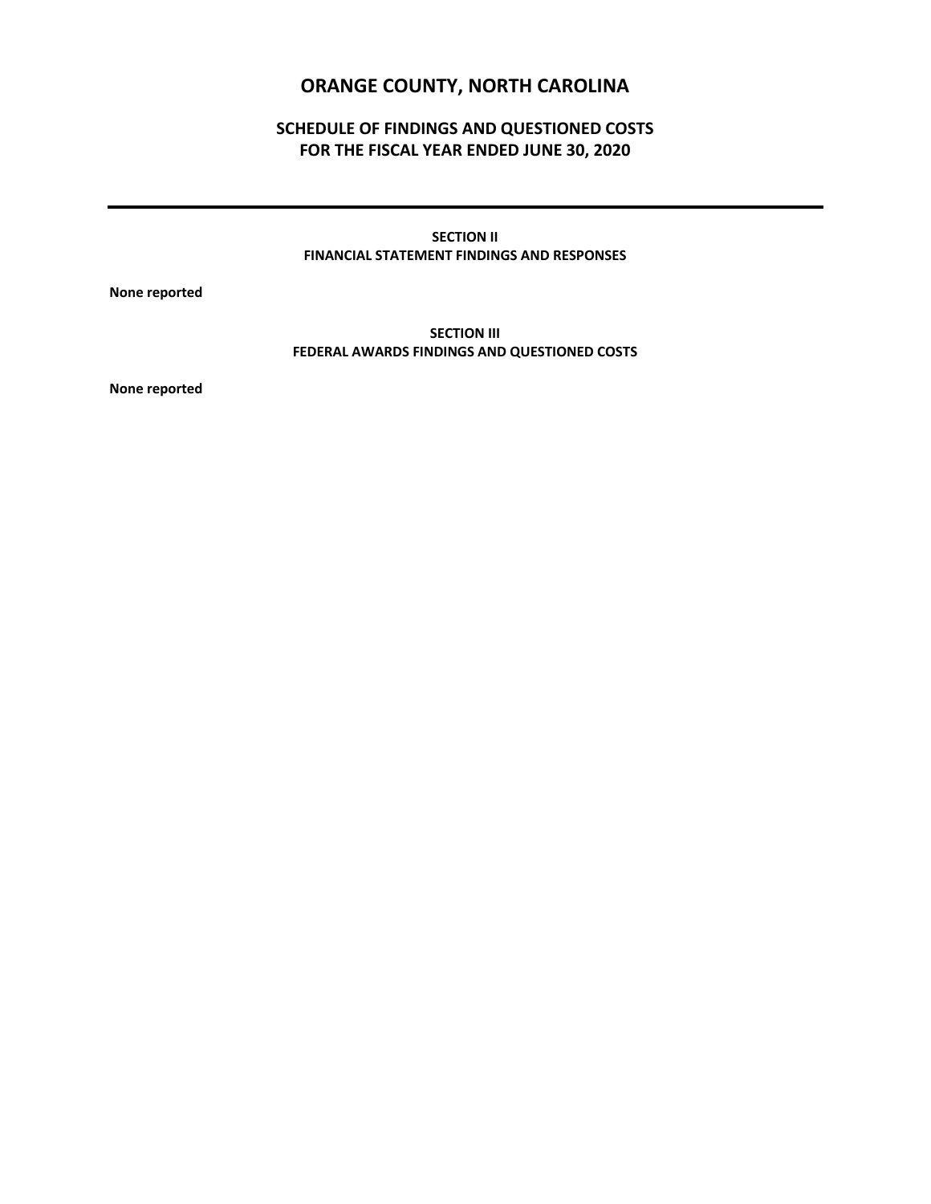# ORANGE COUNTY, NORTH CAROLINA

## SCHEDULE OF FINDINGS AND QUESTIONED COSTS
## FOR THE FISCAL YEAR ENDED JUNE 30, 2020

---

### SECTION II
### FINANCIAL STATEMENT FINDINGS AND RESPONSES

**None reported**

### SECTION III
### FEDERAL AWARDS FINDINGS AND QUESTIONED COSTS

**None reported**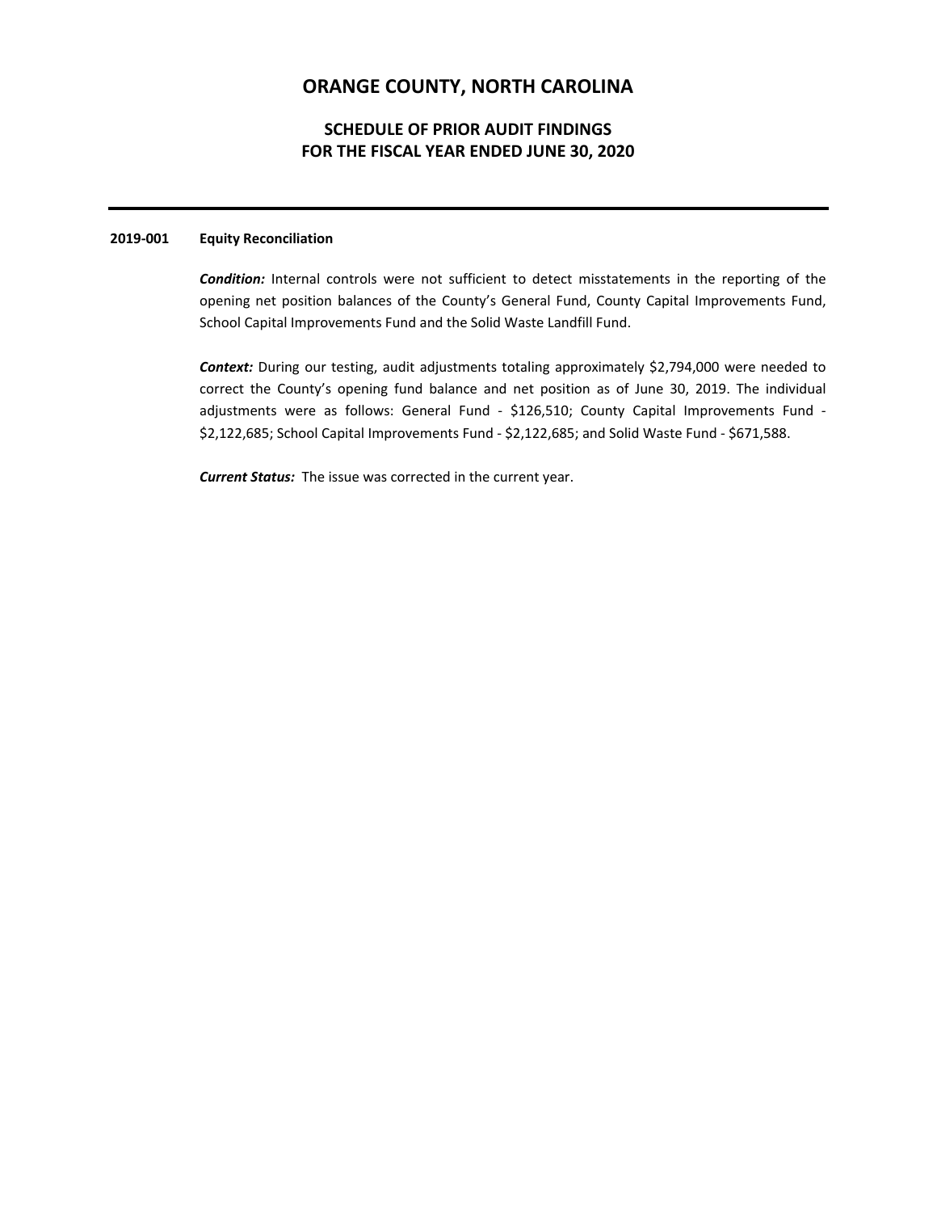# ORANGE COUNTY, NORTH CAROLINA

## SCHEDULE OF PRIOR AUDIT FINDINGS
## FOR THE FISCAL YEAR ENDED JUNE 30, 2020

---

**2019-001 Equity Reconciliation**

***Condition:*** Internal controls were not sufficient to detect misstatements in the reporting of the opening net position balances of the County's General Fund, County Capital Improvements Fund, School Capital Improvements Fund and the Solid Waste Landfill Fund.

***Context:*** During our testing, audit adjustments totaling approximately $2,794,000 were needed to correct the County's opening fund balance and net position as of June 30, 2019. The individual adjustments were as follows: General Fund - $126,510; County Capital Improvements Fund - $2,122,685; School Capital Improvements Fund - $2,122,685; and Solid Waste Fund - $671,588.

***Current Status:*** The issue was corrected in the current year.